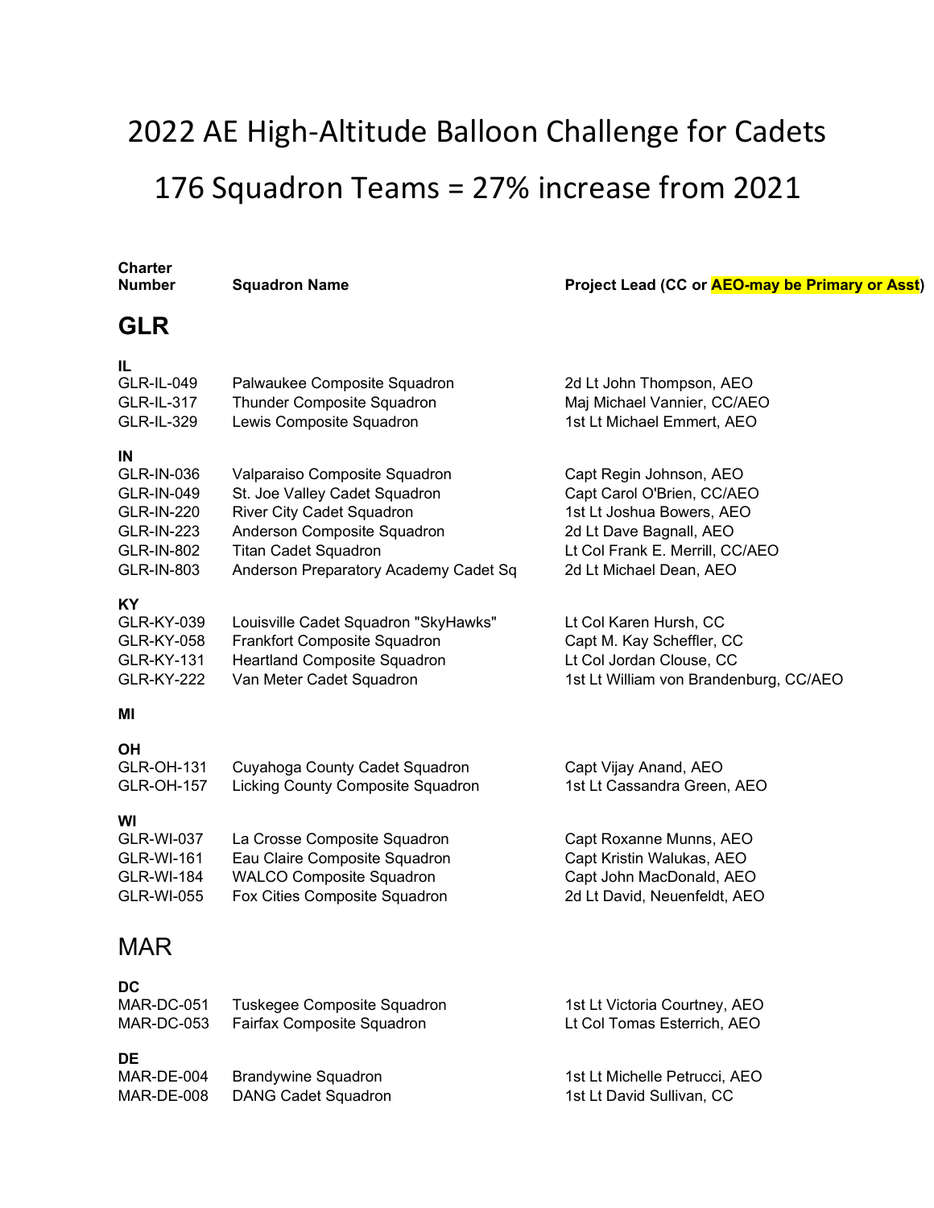# 2022 AE High-Altitude Balloon Challenge for Cadets

# 176 Squadron Teams = 27% increase from 2021

| Charter Number | Squadron Name | Project Lead (CC or AEO-may be Primary or Asst) |
|---|---|---|

## GLR

**IL**

| | | |
|---|---|---|
| GLR-IL-049 | Palwaukee Composite Squadron | 2d Lt John Thompson, AEO |
| GLR-IL-317 | Thunder Composite Squadron | Maj Michael Vannier, CC/AEO |
| GLR-IL-329 | Lewis Composite Squadron | 1st Lt Michael Emmert, AEO |

**IN**

| | | |
|---|---|---|
| GLR-IN-036 | Valparaiso Composite Squadron | Capt Regin Johnson, AEO |
| GLR-IN-049 | St. Joe Valley Cadet Squadron | Capt Carol O'Brien, CC/AEO |
| GLR-IN-220 | River City Cadet Squadron | 1st Lt Joshua Bowers, AEO |
| GLR-IN-223 | Anderson Composite Squadron | 2d Lt Dave Bagnall, AEO |
| GLR-IN-802 | Titan Cadet Squadron | Lt Col Frank E. Merrill, CC/AEO |
| GLR-IN-803 | Anderson Preparatory Academy Cadet Sq | 2d Lt Michael Dean, AEO |

**KY**

| | | |
|---|---|---|
| GLR-KY-039 | Louisville Cadet Squadron "SkyHawks" | Lt Col Karen Hursh, CC |
| GLR-KY-058 | Frankfort Composite Squadron | Capt M. Kay Scheffler, CC |
| GLR-KY-131 | Heartland Composite Squadron | Lt Col Jordan Clouse, CC |
| GLR-KY-222 | Van Meter Cadet Squadron | 1st Lt William von Brandenburg, CC/AEO |

**MI**

**OH**

| | | |
|---|---|---|
| GLR-OH-131 | Cuyahoga County Cadet Squadron | Capt Vijay Anand, AEO |
| GLR-OH-157 | Licking County Composite Squadron | 1st Lt Cassandra Green, AEO |

**WI**

| | | |
|---|---|---|
| GLR-WI-037 | La Crosse Composite Squadron | Capt Roxanne Munns, AEO |
| GLR-WI-161 | Eau Claire Composite Squadron | Capt Kristin Walukas, AEO |
| GLR-WI-184 | WALCO Composite Squadron | Capt John MacDonald, AEO |
| GLR-WI-055 | Fox Cities Composite Squadron | 2d Lt David, Neuenfeldt, AEO |

## MAR

**DC**

| | | |
|---|---|---|
| MAR-DC-051 | Tuskegee Composite Squadron | 1st Lt Victoria Courtney, AEO |
| MAR-DC-053 | Fairfax Composite Squadron | Lt Col Tomas Esterrich, AEO |

**DE**

| | | |
|---|---|---|
| MAR-DE-004 | Brandywine Squadron | 1st Lt Michelle Petrucci, AEO |
| MAR-DE-008 | DANG Cadet Squadron | 1st Lt David Sullivan, CC |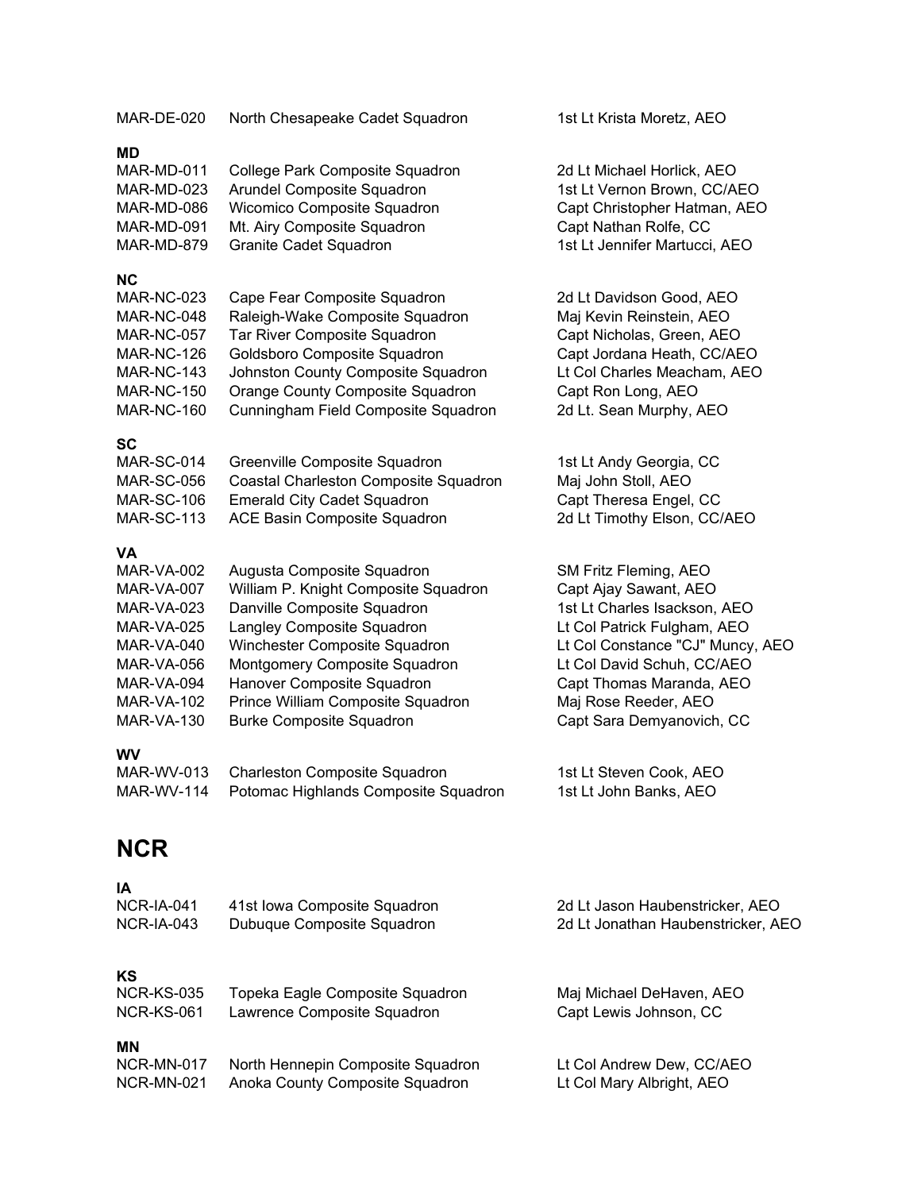| | | |
|---|---|---|
| MAR-DE-020 | North Chesapeake Cadet Squadron | 1st Lt Krista Moretz, AEO |

**MD**

| | | |
|---|---|---|
| MAR-MD-011 | College Park Composite Squadron | 2d Lt Michael Horlick, AEO |
| MAR-MD-023 | Arundel Composite Squadron | 1st Lt Vernon Brown, CC/AEO |
| MAR-MD-086 | Wicomico Composite Squadron | Capt Christopher Hatman, AEO |
| MAR-MD-091 | Mt. Airy Composite Squadron | Capt Nathan Rolfe, CC |
| MAR-MD-879 | Granite Cadet Squadron | 1st Lt Jennifer Martucci, AEO |

**NC**

| | | |
|---|---|---|
| MAR-NC-023 | Cape Fear Composite Squadron | 2d Lt Davidson Good, AEO |
| MAR-NC-048 | Raleigh-Wake Composite Squadron | Maj Kevin Reinstein, AEO |
| MAR-NC-057 | Tar River Composite Squadron | Capt Nicholas, Green, AEO |
| MAR-NC-126 | Goldsboro Composite Squadron | Capt Jordana Heath, CC/AEO |
| MAR-NC-143 | Johnston County Composite Squadron | Lt Col Charles Meacham, AEO |
| MAR-NC-150 | Orange County Composite Squadron | Capt Ron Long, AEO |
| MAR-NC-160 | Cunningham Field Composite Squadron | 2d Lt. Sean Murphy, AEO |

**SC**

| | | |
|---|---|---|
| MAR-SC-014 | Greenville Composite Squadron | 1st Lt Andy Georgia, CC |
| MAR-SC-056 | Coastal Charleston Composite Squadron | Maj John Stoll, AEO |
| MAR-SC-106 | Emerald City Cadet Squadron | Capt Theresa Engel, CC |
| MAR-SC-113 | ACE Basin Composite Squadron | 2d Lt Timothy Elson, CC/AEO |

**VA**

| | | |
|---|---|---|
| MAR-VA-002 | Augusta Composite Squadron | SM Fritz Fleming, AEO |
| MAR-VA-007 | William P. Knight Composite Squadron | Capt Ajay Sawant, AEO |
| MAR-VA-023 | Danville Composite Squadron | 1st Lt Charles Isackson, AEO |
| MAR-VA-025 | Langley Composite Squadron | Lt Col Patrick Fulgham, AEO |
| MAR-VA-040 | Winchester Composite Squadron | Lt Col Constance "CJ" Muncy, AEO |
| MAR-VA-056 | Montgomery Composite Squadron | Lt Col David Schuh, CC/AEO |
| MAR-VA-094 | Hanover Composite Squadron | Capt Thomas Maranda, AEO |
| MAR-VA-102 | Prince William Composite Squadron | Maj Rose Reeder, AEO |
| MAR-VA-130 | Burke Composite Squadron | Capt Sara Demyanovich, CC |

**WV**

| | | |
|---|---|---|
| MAR-WV-013 | Charleston Composite Squadron | 1st Lt Steven Cook, AEO |
| MAR-WV-114 | Potomac Highlands Composite Squadron | 1st Lt John Banks, AEO |

# NCR

**IA**

| | | |
|---|---|---|
| NCR-IA-041 | 41st Iowa Composite Squadron | 2d Lt Jason Haubenstricker, AEO |
| NCR-IA-043 | Dubuque Composite Squadron | 2d Lt Jonathan Haubenstricker, AEO |

**KS**

| | | |
|---|---|---|
| NCR-KS-035 | Topeka Eagle Composite Squadron | Maj Michael DeHaven, AEO |
| NCR-KS-061 | Lawrence Composite Squadron | Capt Lewis Johnson, CC |

**MN**

| | | |
|---|---|---|
| NCR-MN-017 | North Hennepin Composite Squadron | Lt Col Andrew Dew, CC/AEO |
| NCR-MN-021 | Anoka County Composite Squadron | Lt Col Mary Albright, AEO |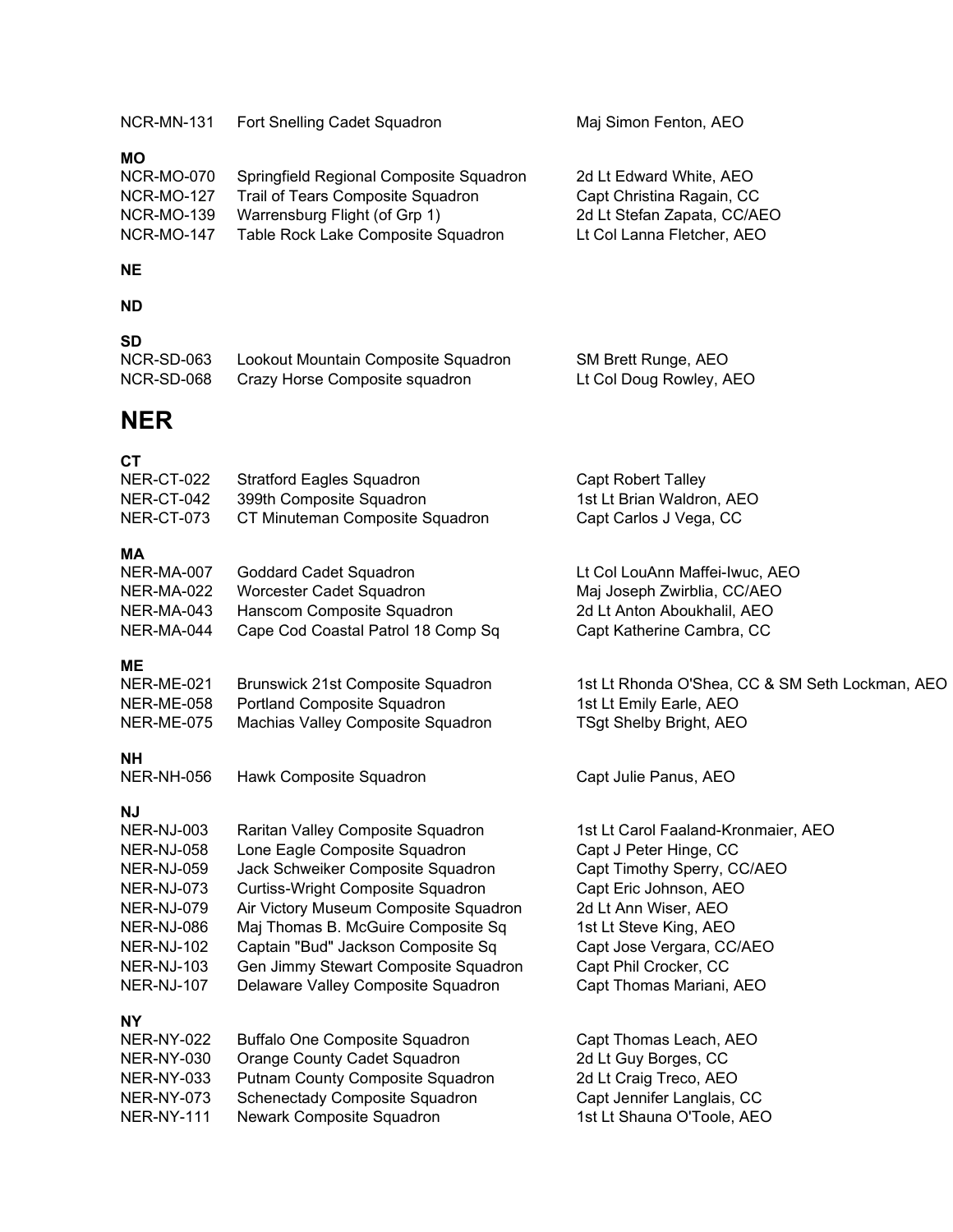| | | |
|---|---|---|
| NCR-MN-131 | Fort Snelling Cadet Squadron | Maj Simon Fenton, AEO |

### MO

| | | |
|---|---|---|
| NCR-MO-070 | Springfield Regional Composite Squadron | 2d Lt Edward White, AEO |
| NCR-MO-127 | Trail of Tears Composite Squadron | Capt Christina Ragain, CC |
| NCR-MO-139 | Warrensburg Flight (of Grp 1) | 2d Lt Stefan Zapata, CC/AEO |
| NCR-MO-147 | Table Rock Lake Composite Squadron | Lt Col Lanna Fletcher, AEO |

### NE

### ND

### SD

| | | |
|---|---|---|
| NCR-SD-063 | Lookout Mountain Composite Squadron | SM Brett Runge, AEO |
| NCR-SD-068 | Crazy Horse Composite squadron | Lt Col Doug Rowley, AEO |

## NER

### CT

| | | |
|---|---|---|
| NER-CT-022 | Stratford Eagles Squadron | Capt Robert Talley |
| NER-CT-042 | 399th Composite Squadron | 1st Lt Brian Waldron, AEO |
| NER-CT-073 | CT Minuteman Composite Squadron | Capt Carlos J Vega, CC |

### MA

| | | |
|---|---|---|
| NER-MA-007 | Goddard Cadet Squadron | Lt Col LouAnn Maffei-Iwuc, AEO |
| NER-MA-022 | Worcester Cadet Squadron | Maj Joseph Zwirblia, CC/AEO |
| NER-MA-043 | Hanscom Composite Squadron | 2d Lt Anton Aboukhalil, AEO |
| NER-MA-044 | Cape Cod Coastal Patrol 18 Comp Sq | Capt Katherine Cambra, CC |

### ME

| | | |
|---|---|---|
| NER-ME-021 | Brunswick 21st Composite Squadron | 1st Lt Rhonda O'Shea, CC & SM Seth Lockman, AEO |
| NER-ME-058 | Portland Composite Squadron | 1st Lt Emily Earle, AEO |
| NER-ME-075 | Machias Valley Composite Squadron | TSgt Shelby Bright, AEO |

### NH

| | | |
|---|---|---|
| NER-NH-056 | Hawk Composite Squadron | Capt Julie Panus, AEO |

### NJ

| | | |
|---|---|---|
| NER-NJ-003 | Raritan Valley Composite Squadron | 1st Lt Carol Faaland-Kronmaier, AEO |
| NER-NJ-058 | Lone Eagle Composite Squadron | Capt J Peter Hinge, CC |
| NER-NJ-059 | Jack Schweiker Composite Squadron | Capt Timothy Sperry, CC/AEO |
| NER-NJ-073 | Curtiss-Wright Composite Squadron | Capt Eric Johnson, AEO |
| NER-NJ-079 | Air Victory Museum Composite Squadron | 2d Lt Ann Wiser, AEO |
| NER-NJ-086 | Maj Thomas B. McGuire Composite Sq | 1st Lt Steve King, AEO |
| NER-NJ-102 | Captain "Bud" Jackson Composite Sq | Capt Jose Vergara, CC/AEO |
| NER-NJ-103 | Gen Jimmy Stewart Composite Squadron | Capt Phil Crocker, CC |
| NER-NJ-107 | Delaware Valley Composite Squadron | Capt Thomas Mariani, AEO |

### NY

| | | |
|---|---|---|
| NER-NY-022 | Buffalo One Composite Squadron | Capt Thomas Leach, AEO |
| NER-NY-030 | Orange County Cadet Squadron | 2d Lt Guy Borges, CC |
| NER-NY-033 | Putnam County Composite Squadron | 2d Lt Craig Treco, AEO |
| NER-NY-073 | Schenectady Composite Squadron | Capt Jennifer Langlais, CC |
| NER-NY-111 | Newark Composite Squadron | 1st Lt Shauna O'Toole, AEO |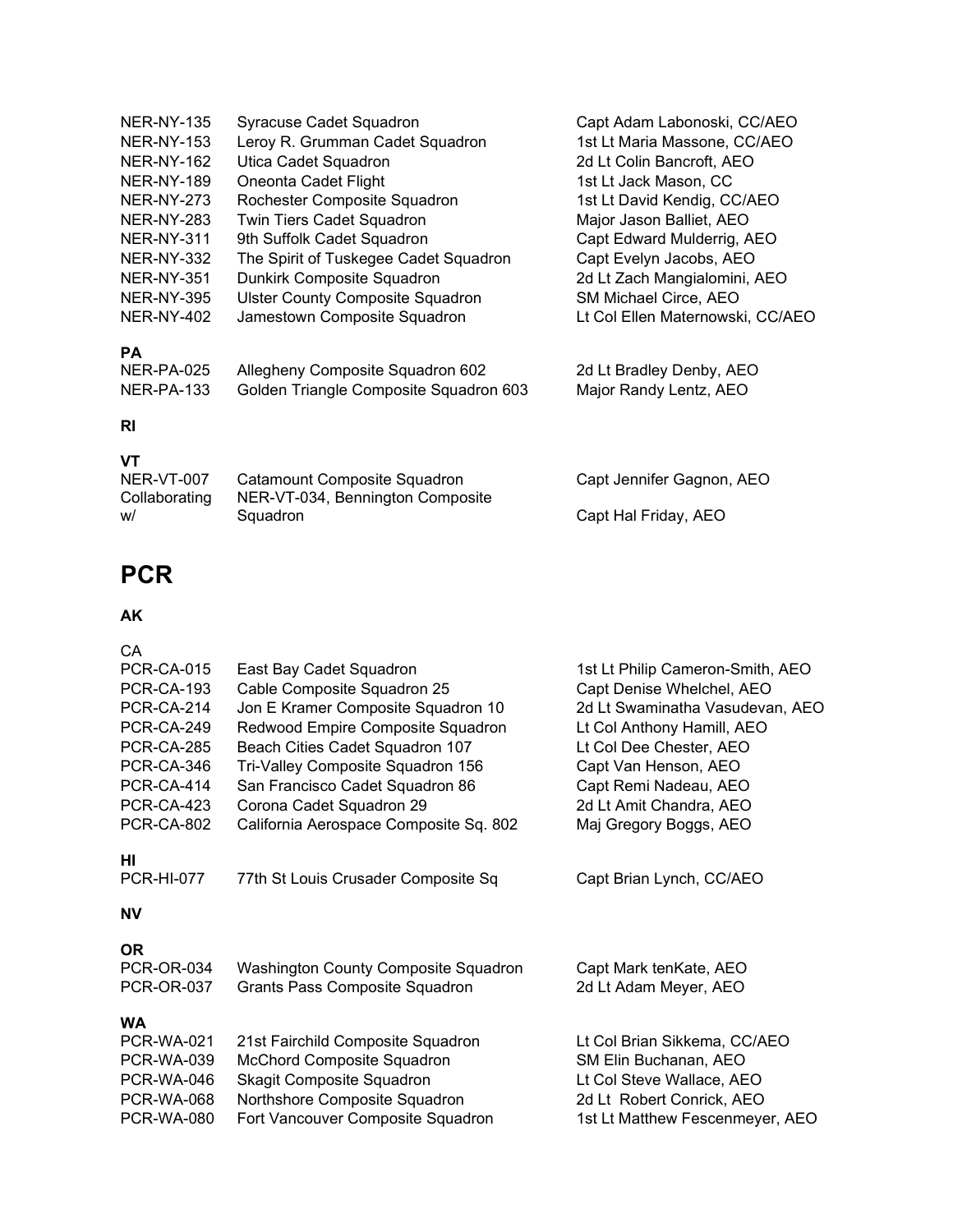| | | |
|---|---|---|
| NER-NY-135 | Syracuse Cadet Squadron | Capt Adam Labonoski, CC/AEO |
| NER-NY-153 | Leroy R. Grumman Cadet Squadron | 1st Lt Maria Massone, CC/AEO |
| NER-NY-162 | Utica Cadet Squadron | 2d Lt Colin Bancroft, AEO |
| NER-NY-189 | Oneonta Cadet Flight | 1st Lt Jack Mason, CC |
| NER-NY-273 | Rochester Composite Squadron | 1st Lt David Kendig, CC/AEO |
| NER-NY-283 | Twin Tiers Cadet Squadron | Major Jason Balliet, AEO |
| NER-NY-311 | 9th Suffolk Cadet Squadron | Capt Edward Mulderrig, AEO |
| NER-NY-332 | The Spirit of Tuskegee Cadet Squadron | Capt Evelyn Jacobs, AEO |
| NER-NY-351 | Dunkirk Composite Squadron | 2d Lt Zach Mangialomini, AEO |
| NER-NY-395 | Ulster County Composite Squadron | SM Michael Circe, AEO |
| NER-NY-402 | Jamestown Composite Squadron | Lt Col Ellen Maternowski, CC/AEO |

**PA**

| | | |
|---|---|---|
| NER-PA-025 | Allegheny Composite Squadron 602 | 2d Lt Bradley Denby, AEO |
| NER-PA-133 | Golden Triangle Composite Squadron 603 | Major Randy Lentz, AEO |

**RI**

**VT**

| | | |
|---|---|---|
| NER-VT-007 | Catamount Composite Squadron | Capt Jennifer Gagnon, AEO |
| Collaborating w/ | NER-VT-034, Bennington Composite Squadron | Capt Hal Friday, AEO |

# PCR

**AK**

CA

| | | |
|---|---|---|
| PCR-CA-015 | East Bay Cadet Squadron | 1st Lt Philip Cameron-Smith, AEO |
| PCR-CA-193 | Cable Composite Squadron 25 | Capt Denise Whelchel, AEO |
| PCR-CA-214 | Jon E Kramer Composite Squadron 10 | 2d Lt Swaminatha Vasudevan, AEO |
| PCR-CA-249 | Redwood Empire Composite Squadron | Lt Col Anthony Hamill, AEO |
| PCR-CA-285 | Beach Cities Cadet Squadron 107 | Lt Col Dee Chester, AEO |
| PCR-CA-346 | Tri-Valley Composite Squadron 156 | Capt Van Henson, AEO |
| PCR-CA-414 | San Francisco Cadet Squadron 86 | Capt Remi Nadeau, AEO |
| PCR-CA-423 | Corona Cadet Squadron 29 | 2d Lt Amit Chandra, AEO |
| PCR-CA-802 | California Aerospace Composite Sq. 802 | Maj Gregory Boggs, AEO |

**HI**

| | | |
|---|---|---|
| PCR-HI-077 | 77th St Louis Crusader Composite Sq | Capt Brian Lynch, CC/AEO |

**NV**

**OR**

| | | |
|---|---|---|
| PCR-OR-034 | Washington County Composite Squadron | Capt Mark tenKate, AEO |
| PCR-OR-037 | Grants Pass Composite Squadron | 2d Lt Adam Meyer, AEO |

**WA**

| | | |
|---|---|---|
| PCR-WA-021 | 21st Fairchild Composite Squadron | Lt Col Brian Sikkema, CC/AEO |
| PCR-WA-039 | McChord Composite Squadron | SM Elin Buchanan, AEO |
| PCR-WA-046 | Skagit Composite Squadron | Lt Col Steve Wallace, AEO |
| PCR-WA-068 | Northshore Composite Squadron | 2d Lt Robert Conrick, AEO |
| PCR-WA-080 | Fort Vancouver Composite Squadron | 1st Lt Matthew Fescenmeyer, AEO |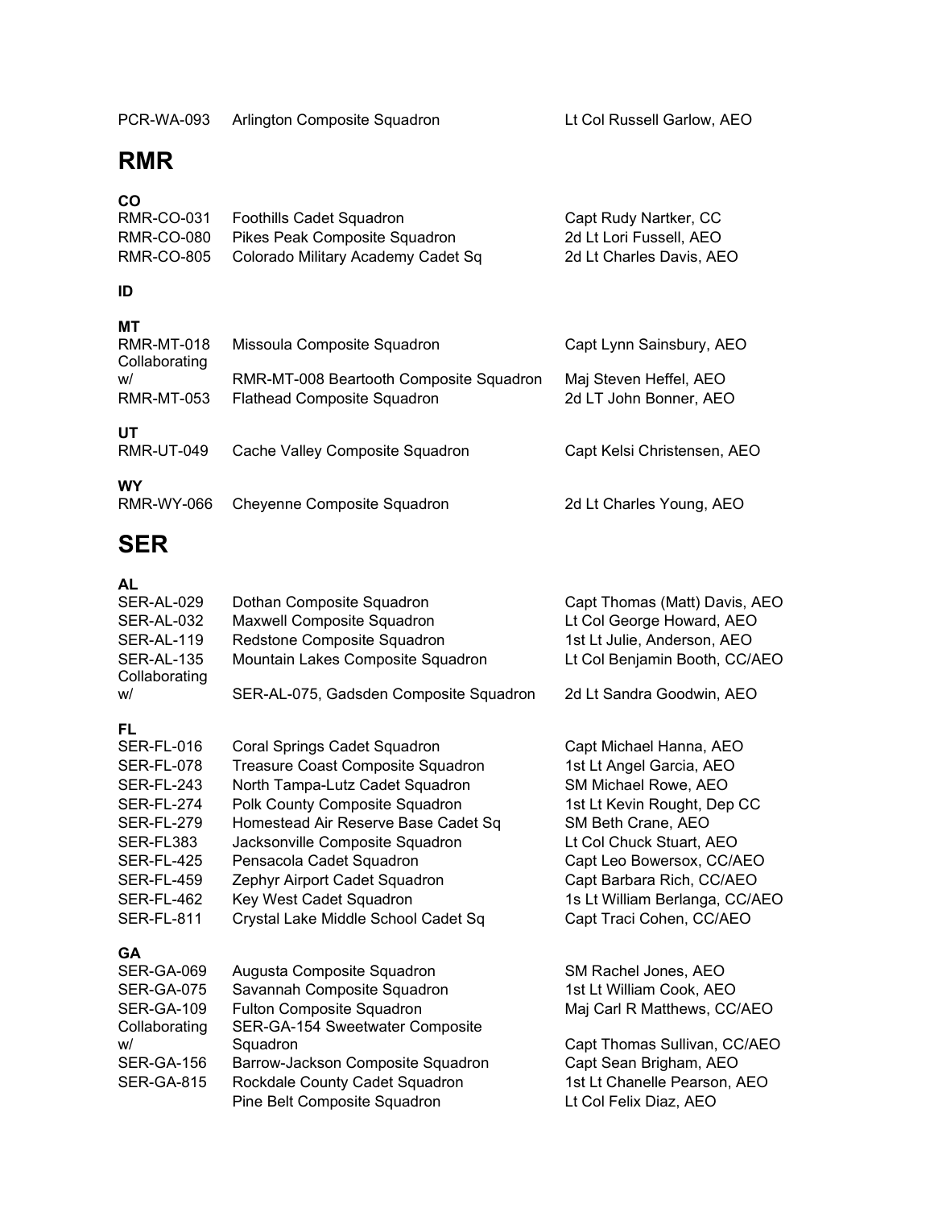| | | |
|---|---|---|
| PCR-WA-093 | Arlington Composite Squadron | Lt Col Russell Garlow, AEO |

# RMR

**CO**

| | | |
|---|---|---|
| RMR-CO-031 | Foothills Cadet Squadron | Capt Rudy Nartker, CC |
| RMR-CO-080 | Pikes Peak Composite Squadron | 2d Lt Lori Fussell, AEO |
| RMR-CO-805 | Colorado Military Academy Cadet Sq | 2d Lt Charles Davis, AEO |

**ID**

**MT**

| | | |
|---|---|---|
| RMR-MT-018 | Missoula Composite Squadron | Capt Lynn Sainsbury, AEO |
| Collaborating w/ | RMR-MT-008 Beartooth Composite Squadron | Maj Steven Heffel, AEO |
| RMR-MT-053 | Flathead Composite Squadron | 2d LT John Bonner, AEO |

**UT**

| | | |
|---|---|---|
| RMR-UT-049 | Cache Valley Composite Squadron | Capt Kelsi Christensen, AEO |

**WY**

| | | |
|---|---|---|
| RMR-WY-066 | Cheyenne Composite Squadron | 2d Lt Charles Young, AEO |

# SER

**AL**

| | | |
|---|---|---|
| SER-AL-029 | Dothan Composite Squadron | Capt Thomas (Matt) Davis, AEO |
| SER-AL-032 | Maxwell Composite Squadron | Lt Col George Howard, AEO |
| SER-AL-119 | Redstone Composite Squadron | 1st Lt Julie, Anderson, AEO |
| SER-AL-135 | Mountain Lakes Composite Squadron | Lt Col Benjamin Booth, CC/AEO |
| Collaborating w/ | SER-AL-075, Gadsden Composite Squadron | 2d Lt Sandra Goodwin, AEO |

**FL**

| | | |
|---|---|---|
| SER-FL-016 | Coral Springs Cadet Squadron | Capt Michael Hanna, AEO |
| SER-FL-078 | Treasure Coast Composite Squadron | 1st Lt Angel Garcia, AEO |
| SER-FL-243 | North Tampa-Lutz Cadet Squadron | SM Michael Rowe, AEO |
| SER-FL-274 | Polk County Composite Squadron | 1st Lt Kevin Rought, Dep CC |
| SER-FL-279 | Homestead Air Reserve Base Cadet Sq | SM Beth Crane, AEO |
| SER-FL383 | Jacksonville Composite Squadron | Lt Col Chuck Stuart, AEO |
| SER-FL-425 | Pensacola Cadet Squadron | Capt Leo Bowersox, CC/AEO |
| SER-FL-459 | Zephyr Airport Cadet Squadron | Capt Barbara Rich, CC/AEO |
| SER-FL-462 | Key West Cadet Squadron | 1s Lt William Berlanga, CC/AEO |
| SER-FL-811 | Crystal Lake Middle School Cadet Sq | Capt Traci Cohen, CC/AEO |

**GA**

| | | |
|---|---|---|
| SER-GA-069 | Augusta Composite Squadron | SM Rachel Jones, AEO |
| SER-GA-075 | Savannah Composite Squadron | 1st Lt William Cook, AEO |
| SER-GA-109 | Fulton Composite Squadron | Maj Carl R Matthews, CC/AEO |
| Collaborating w/ | SER-GA-154 Sweetwater Composite Squadron | Capt Thomas Sullivan, CC/AEO |
| SER-GA-156 | Barrow-Jackson Composite Squadron | Capt Sean Brigham, AEO |
| SER-GA-815 | Rockdale County Cadet Squadron | 1st Lt Chanelle Pearson, AEO |
| | Pine Belt Composite Squadron | Lt Col Felix Diaz, AEO |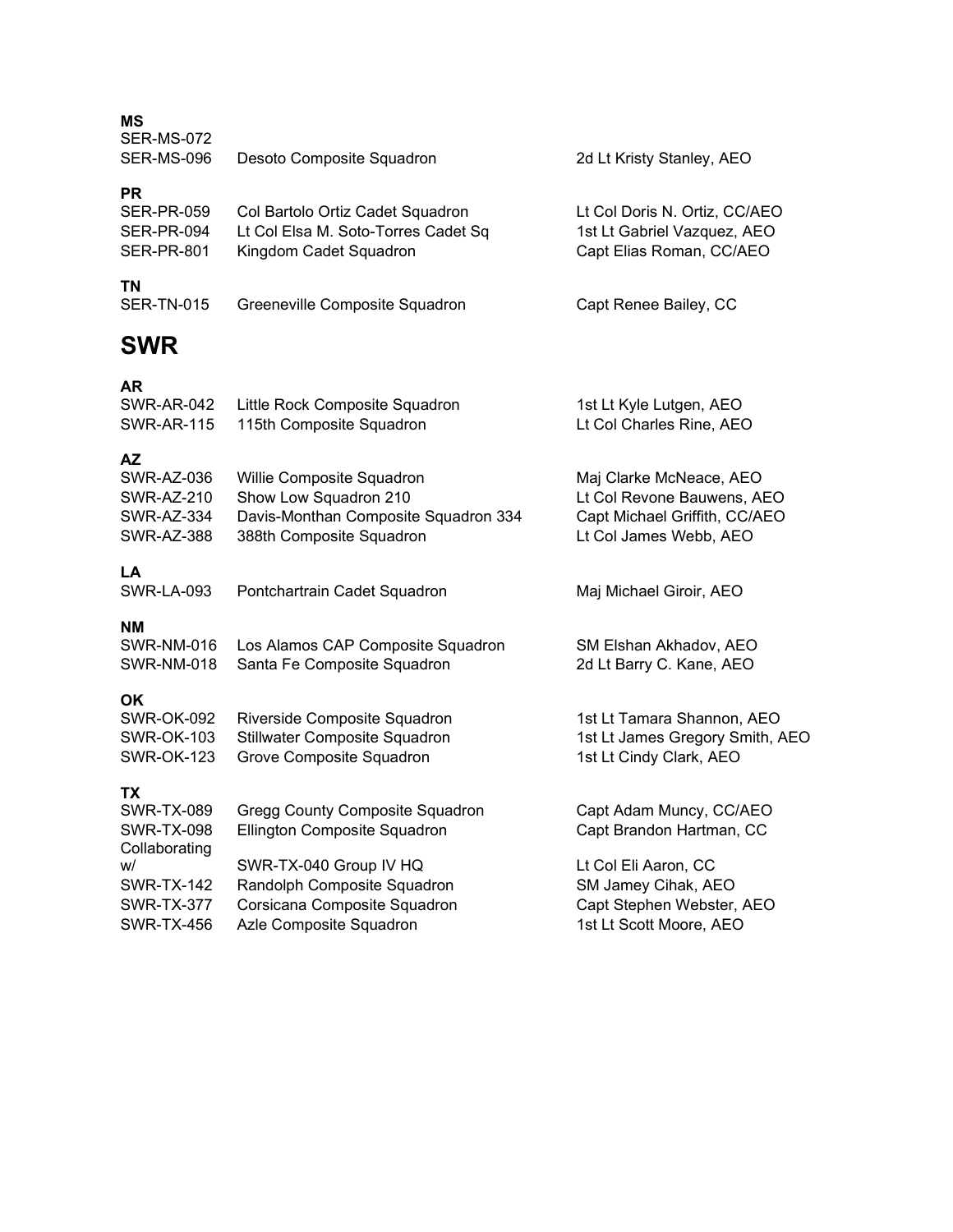**MS**

| | | |
|---|---|---|
| SER-MS-072 | | |
| SER-MS-096 | Desoto Composite Squadron | 2d Lt Kristy Stanley, AEO |

**PR**

| | | |
|---|---|---|
| SER-PR-059 | Col Bartolo Ortiz Cadet Squadron | Lt Col Doris N. Ortiz, CC/AEO |
| SER-PR-094 | Lt Col Elsa M. Soto-Torres Cadet Sq | 1st Lt Gabriel Vazquez, AEO |
| SER-PR-801 | Kingdom Cadet Squadron | Capt Elias Roman, CC/AEO |

**TN**

| | | |
|---|---|---|
| SER-TN-015 | Greeneville Composite Squadron | Capt Renee Bailey, CC |

# SWR

**AR**

| | | |
|---|---|---|
| SWR-AR-042 | Little Rock Composite Squadron | 1st Lt Kyle Lutgen, AEO |
| SWR-AR-115 | 115th Composite Squadron | Lt Col Charles Rine, AEO |

**AZ**

| | | |
|---|---|---|
| SWR-AZ-036 | Willie Composite Squadron | Maj Clarke McNeace, AEO |
| SWR-AZ-210 | Show Low Squadron 210 | Lt Col Revone Bauwens, AEO |
| SWR-AZ-334 | Davis-Monthan Composite Squadron 334 | Capt Michael Griffith, CC/AEO |
| SWR-AZ-388 | 388th Composite Squadron | Lt Col James Webb, AEO |

**LA**

| | | |
|---|---|---|
| SWR-LA-093 | Pontchartrain Cadet Squadron | Maj Michael Giroir, AEO |

**NM**

| | | |
|---|---|---|
| SWR-NM-016 | Los Alamos CAP Composite Squadron | SM Elshan Akhadov, AEO |
| SWR-NM-018 | Santa Fe Composite Squadron | 2d Lt Barry C. Kane, AEO |

**OK**

| | | |
|---|---|---|
| SWR-OK-092 | Riverside Composite Squadron | 1st Lt Tamara Shannon, AEO |
| SWR-OK-103 | Stillwater Composite Squadron | 1st Lt James Gregory Smith, AEO |
| SWR-OK-123 | Grove Composite Squadron | 1st Lt Cindy Clark, AEO |

**TX**

| | | |
|---|---|---|
| SWR-TX-089 | Gregg County Composite Squadron | Capt Adam Muncy, CC/AEO |
| SWR-TX-098 | Ellington Composite Squadron | Capt Brandon Hartman, CC |
| Collaborating w/ | SWR-TX-040 Group IV HQ | Lt Col Eli Aaron, CC |
| SWR-TX-142 | Randolph Composite Squadron | SM Jamey Cihak, AEO |
| SWR-TX-377 | Corsicana Composite Squadron | Capt Stephen Webster, AEO |
| SWR-TX-456 | Azle Composite Squadron | 1st Lt Scott Moore, AEO |